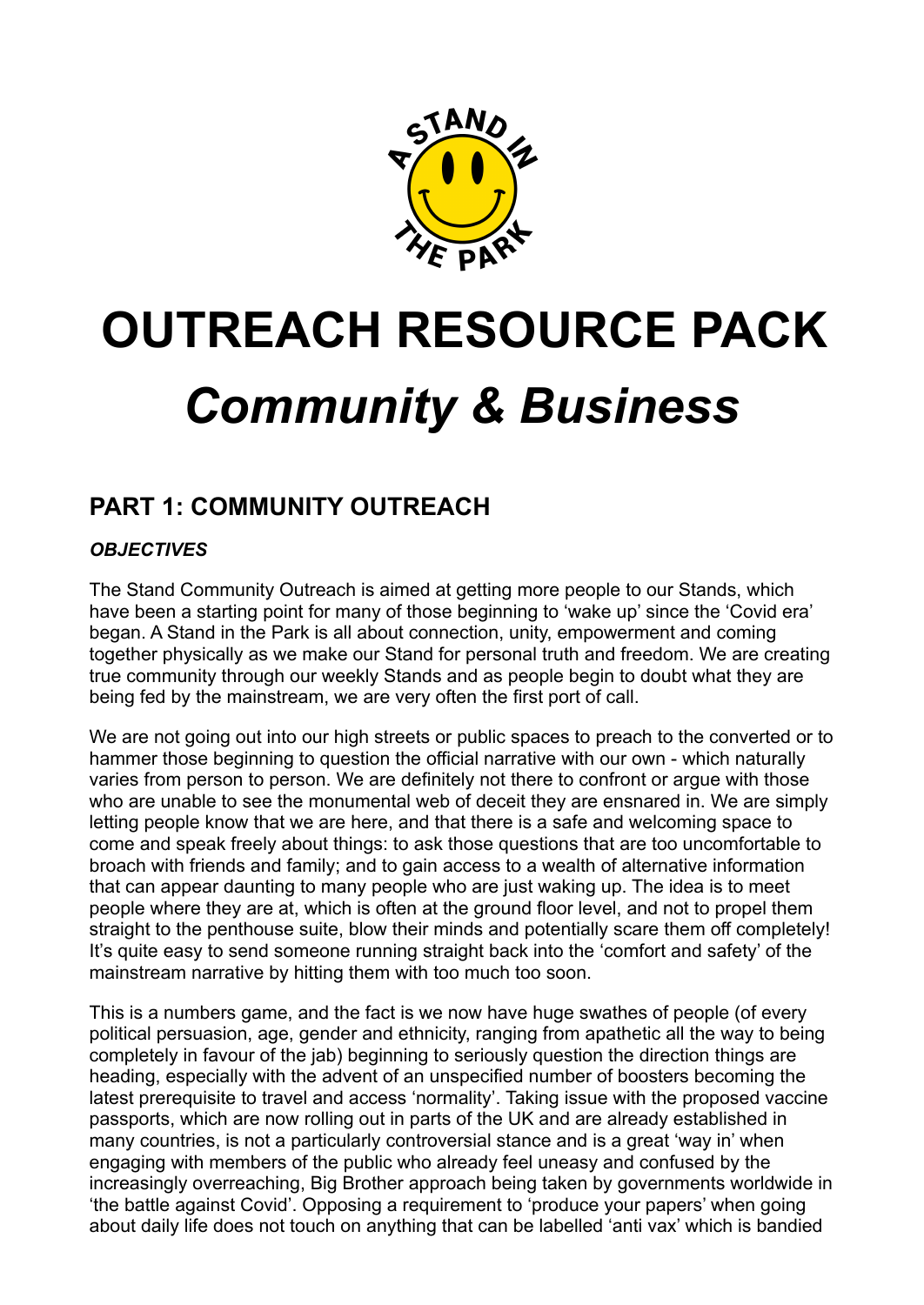A STAND IN THE PARK

# OUTREACH RESOURCE PACK

# *Community & Business*

## PART 1: COMMUNITY OUTREACH

### *OBJECTIVES*

The Stand Community Outreach is aimed at getting more people to our Stands, which have been a starting point for many of those beginning to 'wake up' since the 'Covid era' began. A Stand in the Park is all about connection, unity, empowerment and coming together physically as we make our Stand for personal truth and freedom. We are creating true community through our weekly Stands and as people begin to doubt what they are being fed by the mainstream, we are very often the first port of call.

We are not going out into our high streets or public spaces to preach to the converted or to hammer those beginning to question the official narrative with our own - which naturally varies from person to person. We are definitely not there to confront or argue with those who are unable to see the monumental web of deceit they are ensnared in. We are simply letting people know that we are here, and that there is a safe and welcoming space to come and speak freely about things: to ask those questions that are too uncomfortable to broach with friends and family; and to gain access to a wealth of alternative information that can appear daunting to many people who are just waking up. The idea is to meet people where they are at, which is often at the ground floor level, and not to propel them straight to the penthouse suite, blow their minds and potentially scare them off completely! It's quite easy to send someone running straight back into the 'comfort and safety' of the mainstream narrative by hitting them with too much too soon.

This is a numbers game, and the fact is we now have huge swathes of people (of every political persuasion, age, gender and ethnicity, ranging from apathetic all the way to being completely in favour of the jab) beginning to seriously question the direction things are heading, especially with the advent of an unspecified number of boosters becoming the latest prerequisite to travel and access 'normality'. Taking issue with the proposed vaccine passports, which are now rolling out in parts of the UK and are already established in many countries, is not a particularly controversial stance and is a great 'way in' when engaging with members of the public who already feel uneasy and confused by the increasingly overreaching, Big Brother approach being taken by governments worldwide in 'the battle against Covid'. Opposing a requirement to 'produce your papers' when going about daily life does not touch on anything that can be labelled 'anti vax' which is bandied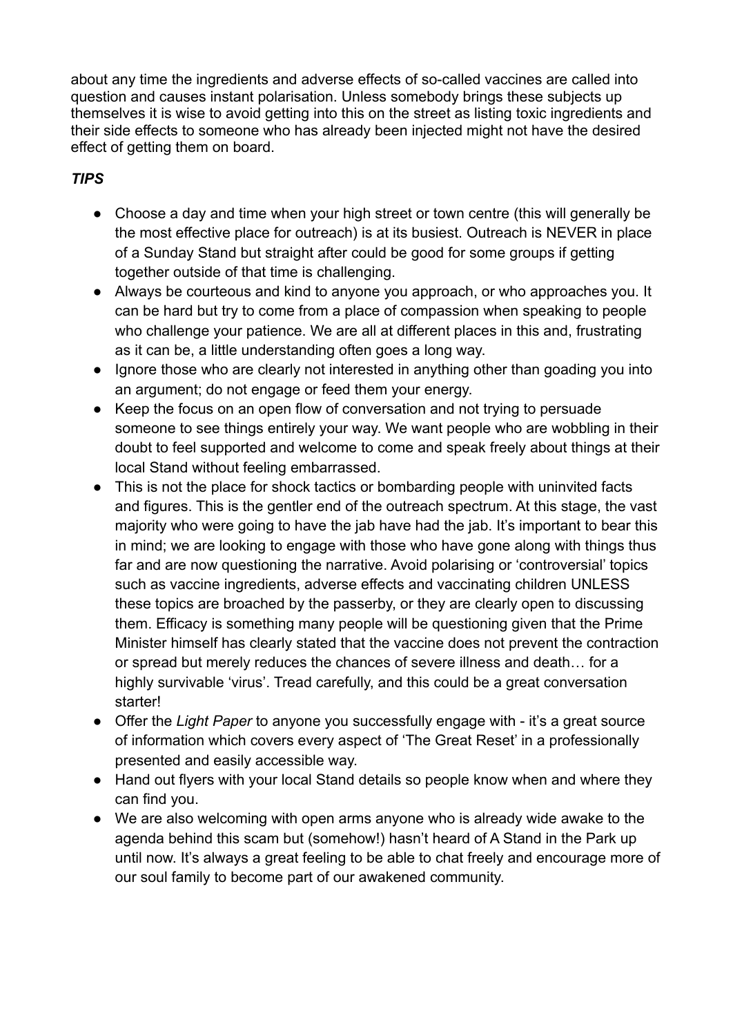about any time the ingredients and adverse effects of so-called vaccines are called into question and causes instant polarisation. Unless somebody brings these subjects up themselves it is wise to avoid getting into this on the street as listing toxic ingredients and their side effects to someone who has already been injected might not have the desired effect of getting them on board.

***TIPS***

- Choose a day and time when your high street or town centre (this will generally be the most effective place for outreach) is at its busiest. Outreach is NEVER in place of a Sunday Stand but straight after could be good for some groups if getting together outside of that time is challenging.
- Always be courteous and kind to anyone you approach, or who approaches you. It can be hard but try to come from a place of compassion when speaking to people who challenge your patience. We are all at different places in this and, frustrating as it can be, a little understanding often goes a long way.
- Ignore those who are clearly not interested in anything other than goading you into an argument; do not engage or feed them your energy.
- Keep the focus on an open flow of conversation and not trying to persuade someone to see things entirely your way. We want people who are wobbling in their doubt to feel supported and welcome to come and speak freely about things at their local Stand without feeling embarrassed.
- This is not the place for shock tactics or bombarding people with uninvited facts and figures. This is the gentler end of the outreach spectrum. At this stage, the vast majority who were going to have the jab have had the jab. It's important to bear this in mind; we are looking to engage with those who have gone along with things thus far and are now questioning the narrative. Avoid polarising or 'controversial' topics such as vaccine ingredients, adverse effects and vaccinating children UNLESS these topics are broached by the passerby, or they are clearly open to discussing them. Efficacy is something many people will be questioning given that the Prime Minister himself has clearly stated that the vaccine does not prevent the contraction or spread but merely reduces the chances of severe illness and death… for a highly survivable 'virus'. Tread carefully, and this could be a great conversation starter!
- Offer the *Light Paper* to anyone you successfully engage with - it's a great source of information which covers every aspect of 'The Great Reset' in a professionally presented and easily accessible way.
- Hand out flyers with your local Stand details so people know when and where they can find you.
- We are also welcoming with open arms anyone who is already wide awake to the agenda behind this scam but (somehow!) hasn't heard of A Stand in the Park up until now. It's always a great feeling to be able to chat freely and encourage more of our soul family to become part of our awakened community.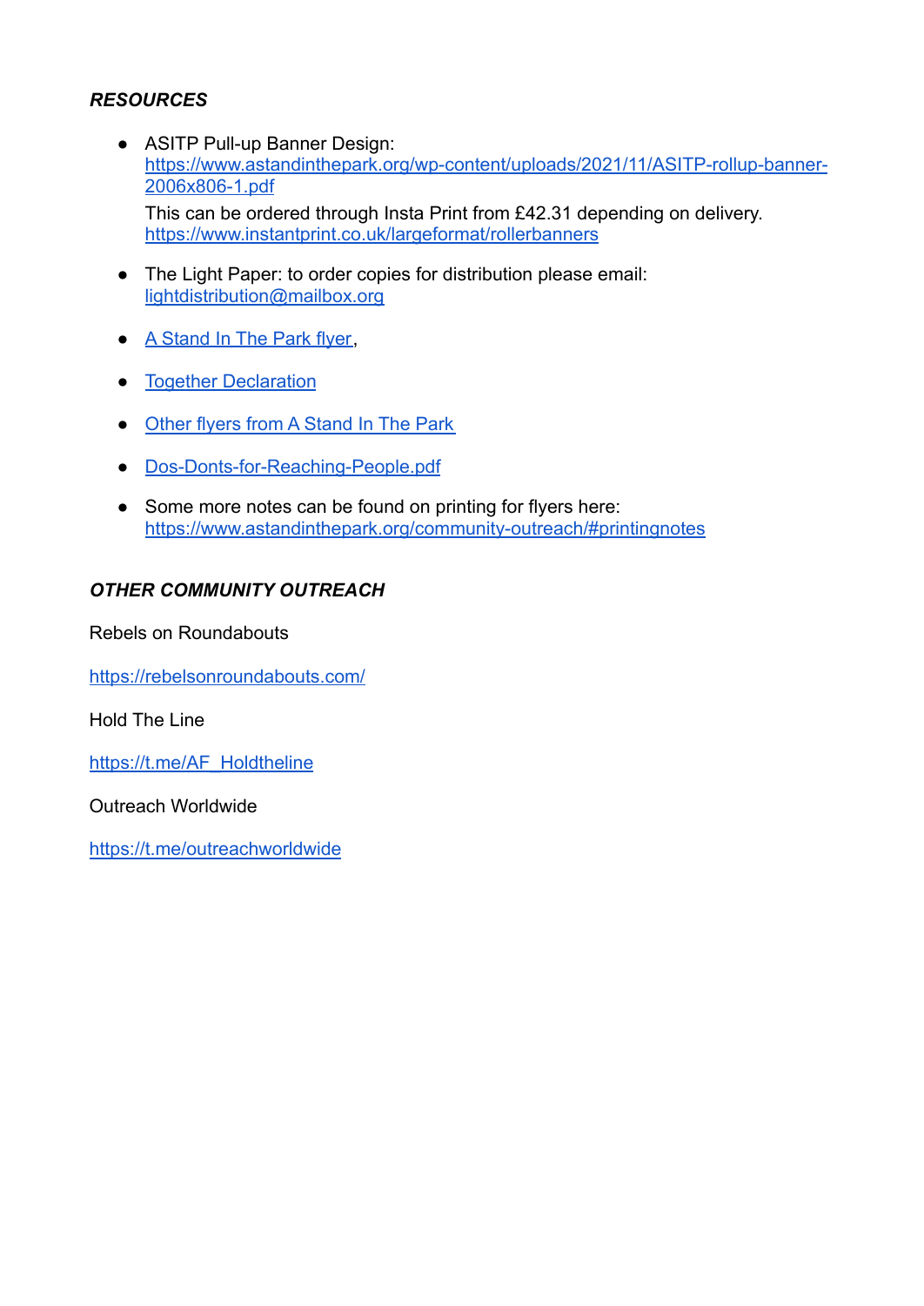***RESOURCES***

- ASITP Pull-up Banner Design: [https://www.astandinthepark.org/wp-content/uploads/2021/11/ASITP-rollup-banner-2006x806-1.pdf](https://www.astandinthepark.org/wp-content/uploads/2021/11/ASITP-rollup-banner-2006x806-1.pdf)

  This can be ordered through Insta Print from £42.31 depending on delivery. [https://www.instantprint.co.uk/largeformat/rollerbanners](https://www.instantprint.co.uk/largeformat/rollerbanners)

- The Light Paper: to order copies for distribution please email: [lightdistribution@mailbox.org](mailto:lightdistribution@mailbox.org)

- A Stand In The Park flyer,

- Together Declaration

- Other flyers from A Stand In The Park

- Dos-Donts-for-Reaching-People.pdf

- Some more notes can be found on printing for flyers here: [https://www.astandinthepark.org/community-outreach/#printingnotes](https://www.astandinthepark.org/community-outreach/#printingnotes)

***OTHER COMMUNITY OUTREACH***

Rebels on Roundabouts

[https://rebelsonroundabouts.com/](https://rebelsonroundabouts.com/)

Hold The Line

[https://t.me/AF_Holdtheline](https://t.me/AF_Holdtheline)

Outreach Worldwide

[https://t.me/outreachworldwide](https://t.me/outreachworldwide)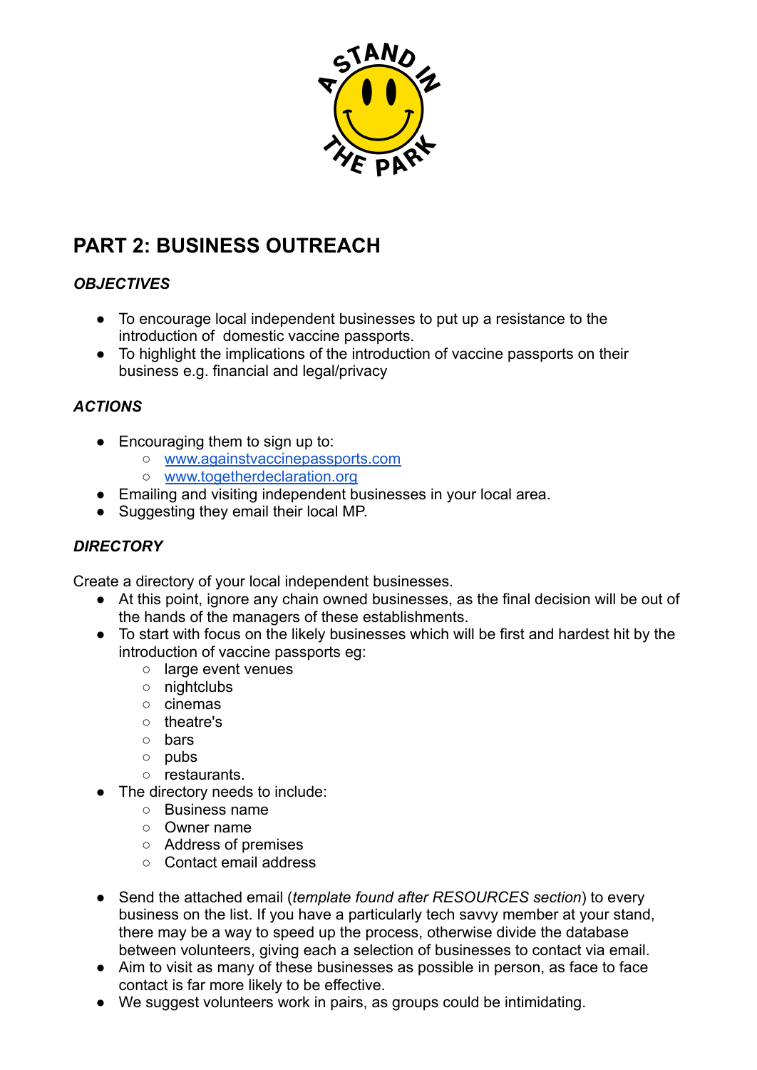## PART 2: BUSINESS OUTREACH

### *OBJECTIVES*

- To encourage local independent businesses to put up a resistance to the introduction of domestic vaccine passports.
- To highlight the implications of the introduction of vaccine passports on their business e.g. financial and legal/privacy

### *ACTIONS*

- Encouraging them to sign up to:
  - www.againstvaccinepassports.com
  - www.togetherdeclaration.org
- Emailing and visiting independent businesses in your local area.
- Suggesting they email their local MP.

### *DIRECTORY*

Create a directory of your local independent businesses.

- At this point, ignore any chain owned businesses, as the final decision will be out of the hands of the managers of these establishments.
- To start with focus on the likely businesses which will be first and hardest hit by the introduction of vaccine passports eg:
  - large event venues
  - nightclubs
  - cinemas
  - theatre's
  - bars
  - pubs
  - restaurants.
- The directory needs to include:
  - Business name
  - Owner name
  - Address of premises
  - Contact email address

- Send the attached email (*template found after RESOURCES section*) to every business on the list. If you have a particularly tech savvy member at your stand, there may be a way to speed up the process, otherwise divide the database between volunteers, giving each a selection of businesses to contact via email.
- Aim to visit as many of these businesses as possible in person, as face to face contact is far more likely to be effective.
- We suggest volunteers work in pairs, as groups could be intimidating.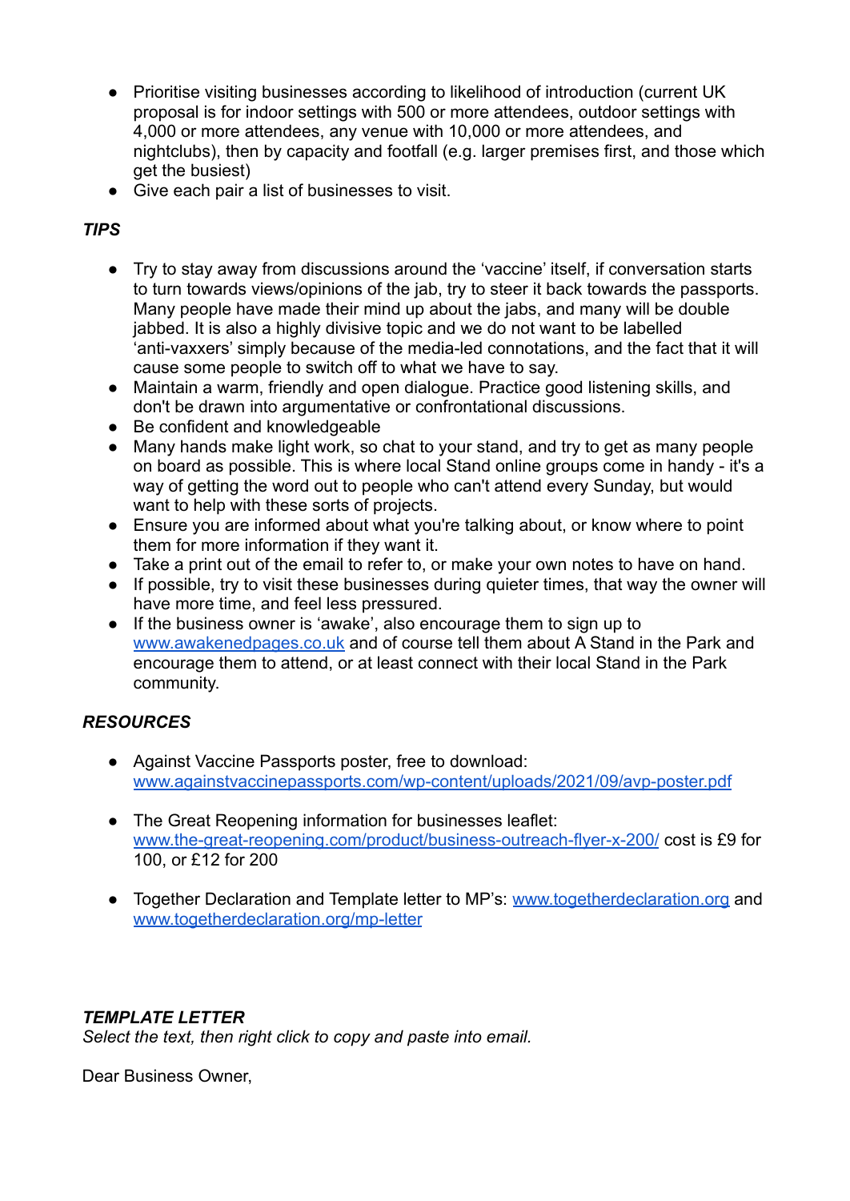- Prioritise visiting businesses according to likelihood of introduction (current UK proposal is for indoor settings with 500 or more attendees, outdoor settings with 4,000 or more attendees, any venue with 10,000 or more attendees, and nightclubs), then by capacity and footfall (e.g. larger premises first, and those which get the busiest)
- Give each pair a list of businesses to visit.

***TIPS***

- Try to stay away from discussions around the 'vaccine' itself, if conversation starts to turn towards views/opinions of the jab, try to steer it back towards the passports. Many people have made their mind up about the jabs, and many will be double jabbed. It is also a highly divisive topic and we do not want to be labelled 'anti-vaxxers' simply because of the media-led connotations, and the fact that it will cause some people to switch off to what we have to say.
- Maintain a warm, friendly and open dialogue. Practice good listening skills, and don't be drawn into argumentative or confrontational discussions.
- Be confident and knowledgeable
- Many hands make light work, so chat to your stand, and try to get as many people on board as possible. This is where local Stand online groups come in handy - it's a way of getting the word out to people who can't attend every Sunday, but would want to help with these sorts of projects.
- Ensure you are informed about what you're talking about, or know where to point them for more information if they want it.
- Take a print out of the email to refer to, or make your own notes to have on hand.
- If possible, try to visit these businesses during quieter times, that way the owner will have more time, and feel less pressured.
- If the business owner is 'awake', also encourage them to sign up to www.awakenedpages.co.uk and of course tell them about A Stand in the Park and encourage them to attend, or at least connect with their local Stand in the Park community.

***RESOURCES***

- Against Vaccine Passports poster, free to download: www.againstvaccinepassports.com/wp-content/uploads/2021/09/avp-poster.pdf

- The Great Reopening information for businesses leaflet: www.the-great-reopening.com/product/business-outreach-flyer-x-200/ cost is £9 for 100, or £12 for 200

- Together Declaration and Template letter to MP's: www.togetherdeclaration.org and www.togetherdeclaration.org/mp-letter

***TEMPLATE LETTER***
*Select the text, then right click to copy and paste into email.*

Dear Business Owner,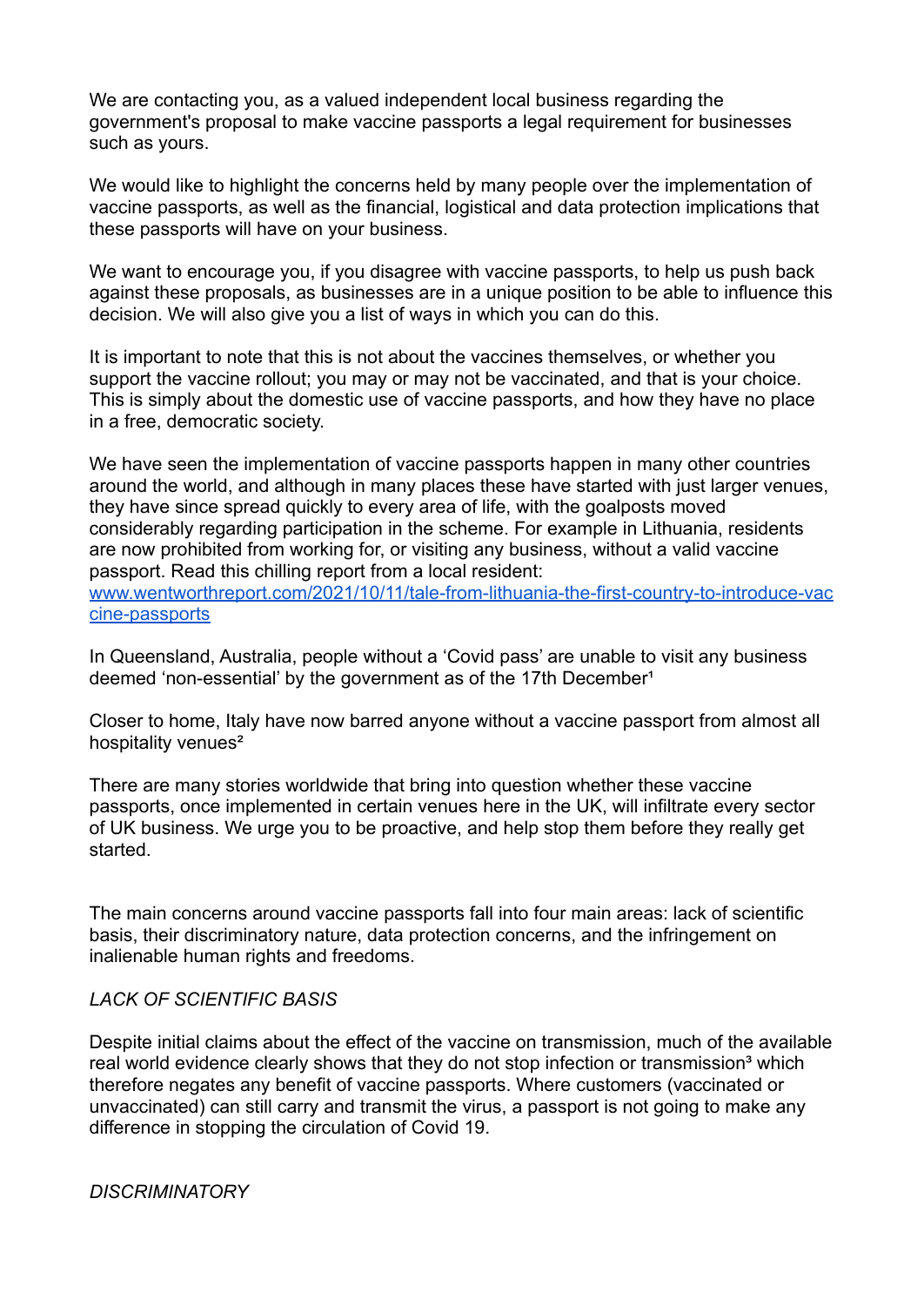We are contacting you, as a valued independent local business regarding the government's proposal to make vaccine passports a legal requirement for businesses such as yours.

We would like to highlight the concerns held by many people over the implementation of vaccine passports, as well as the financial, logistical and data protection implications that these passports will have on your business.

We want to encourage you, if you disagree with vaccine passports, to help us push back against these proposals, as businesses are in a unique position to be able to influence this decision. We will also give you a list of ways in which you can do this.

It is important to note that this is not about the vaccines themselves, or whether you support the vaccine rollout; you may or may not be vaccinated, and that is your choice. This is simply about the domestic use of vaccine passports, and how they have no place in a free, democratic society.

We have seen the implementation of vaccine passports happen in many other countries around the world, and although in many places these have started with just larger venues, they have since spread quickly to every area of life, with the goalposts moved considerably regarding participation in the scheme. For example in Lithuania, residents are now prohibited from working for, or visiting any business, without a valid vaccine passport. Read this chilling report from a local resident: [www.wentworthreport.com/2021/10/11/tale-from-lithuania-the-first-country-to-introduce-vaccine-passports](www.wentworthreport.com/2021/10/11/tale-from-lithuania-the-first-country-to-introduce-vaccine-passports)

In Queensland, Australia, people without a 'Covid pass' are unable to visit any business deemed 'non-essential' by the government as of the 17th December[1]

Closer to home, Italy have now barred anyone without a vaccine passport from almost all hospitality venues[2]

There are many stories worldwide that bring into question whether these vaccine passports, once implemented in certain venues here in the UK, will infiltrate every sector of UK business. We urge you to be proactive, and help stop them before they really get started.

The main concerns around vaccine passports fall into four main areas: lack of scientific basis, their discriminatory nature, data protection concerns, and the infringement on inalienable human rights and freedoms.

*LACK OF SCIENTIFIC BASIS*

Despite initial claims about the effect of the vaccine on transmission, much of the available real world evidence clearly shows that they do not stop infection or transmission[3] which therefore negates any benefit of vaccine passports. Where customers (vaccinated or unvaccinated) can still carry and transmit the virus, a passport is not going to make any difference in stopping the circulation of Covid 19.

*DISCRIMINATORY*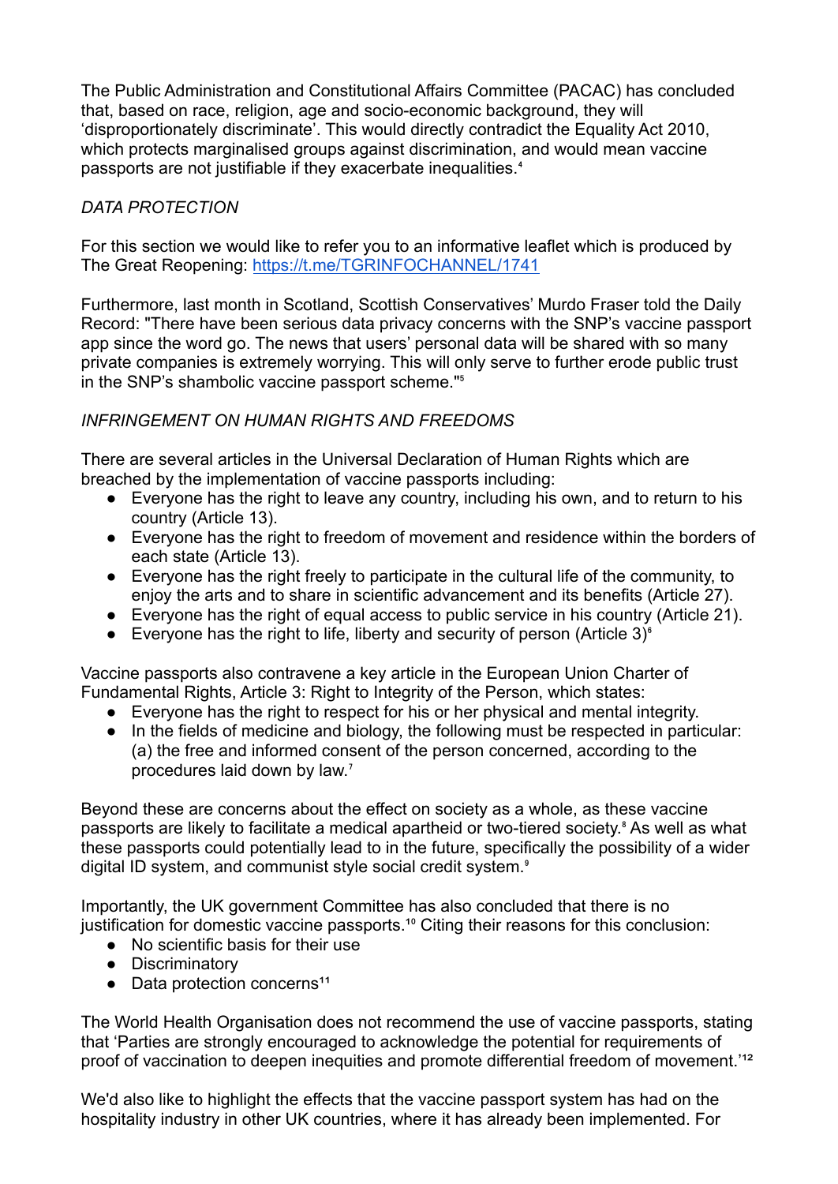The Public Administration and Constitutional Affairs Committee (PACAC) has concluded that, based on race, religion, age and socio-economic background, they will 'disproportionately discriminate'. This would directly contradict the Equality Act 2010, which protects marginalised groups against discrimination, and would mean vaccine passports are not justifiable if they exacerbate inequalities.[4]

*DATA PROTECTION*

For this section we would like to refer you to an informative leaflet which is produced by The Great Reopening: https://t.me/TGRINFOCHANNEL/1741

Furthermore, last month in Scotland, Scottish Conservatives' Murdo Fraser told the Daily Record: "There have been serious data privacy concerns with the SNP's vaccine passport app since the word go. The news that users' personal data will be shared with so many private companies is extremely worrying. This will only serve to further erode public trust in the SNP's shambolic vaccine passport scheme."[5]

*INFRINGEMENT ON HUMAN RIGHTS AND FREEDOMS*

There are several articles in the Universal Declaration of Human Rights which are breached by the implementation of vaccine passports including:

- Everyone has the right to leave any country, including his own, and to return to his country (Article 13).
- Everyone has the right to freedom of movement and residence within the borders of each state (Article 13).
- Everyone has the right freely to participate in the cultural life of the community, to enjoy the arts and to share in scientific advancement and its benefits (Article 27).
- Everyone has the right of equal access to public service in his country (Article 21).
- Everyone has the right to life, liberty and security of person (Article 3)[6]

Vaccine passports also contravene a key article in the European Union Charter of Fundamental Rights, Article 3: Right to Integrity of the Person, which states:

- Everyone has the right to respect for his or her physical and mental integrity.
- In the fields of medicine and biology, the following must be respected in particular: (a) the free and informed consent of the person concerned, according to the procedures laid down by law.[7]

Beyond these are concerns about the effect on society as a whole, as these vaccine passports are likely to facilitate a medical apartheid or two-tiered society.[8] As well as what these passports could potentially lead to in the future, specifically the possibility of a wider digital ID system, and communist style social credit system.[9]

Importantly, the UK government Committee has also concluded that there is no justification for domestic vaccine passports.[10] Citing their reasons for this conclusion:

- No scientific basis for their use
- Discriminatory
- Data protection concerns[11]

The World Health Organisation does not recommend the use of vaccine passports, stating that 'Parties are strongly encouraged to acknowledge the potential for requirements of proof of vaccination to deepen inequities and promote differential freedom of movement.'[12]

We'd also like to highlight the effects that the vaccine passport system has had on the hospitality industry in other UK countries, where it has already been implemented. For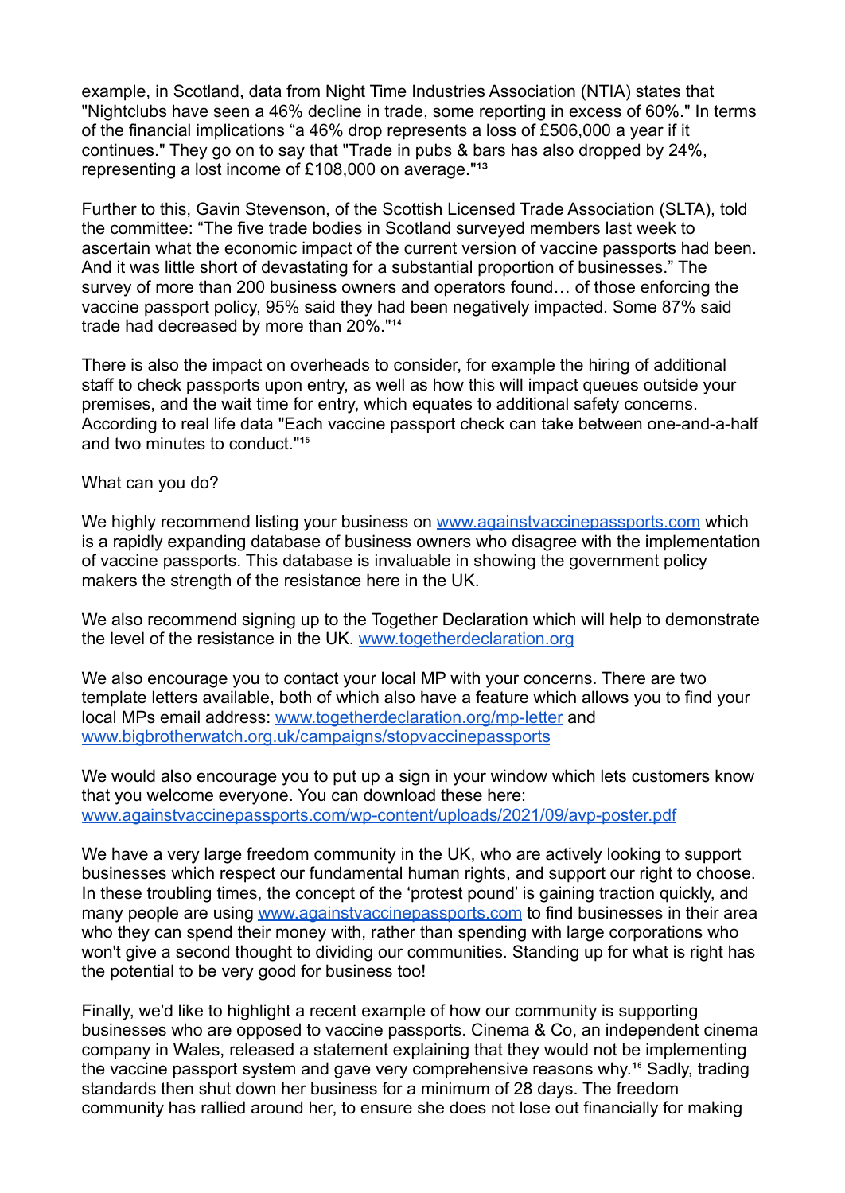example, in Scotland, data from Night Time Industries Association (NTIA) states that "Nightclubs have seen a 46% decline in trade, some reporting in excess of 60%." In terms of the financial implications "a 46% drop represents a loss of £506,000 a year if it continues." They go on to say that "Trade in pubs & bars has also dropped by 24%, representing a lost income of £108,000 on average."[13]

Further to this, Gavin Stevenson, of the Scottish Licensed Trade Association (SLTA), told the committee: "The five trade bodies in Scotland surveyed members last week to ascertain what the economic impact of the current version of vaccine passports had been. And it was little short of devastating for a substantial proportion of businesses." The survey of more than 200 business owners and operators found… of those enforcing the vaccine passport policy, 95% said they had been negatively impacted. Some 87% said trade had decreased by more than 20%."[14]

There is also the impact on overheads to consider, for example the hiring of additional staff to check passports upon entry, as well as how this will impact queues outside your premises, and the wait time for entry, which equates to additional safety concerns. According to real life data "Each vaccine passport check can take between one-and-a-half and two minutes to conduct."[15]

What can you do?

We highly recommend listing your business on [www.againstvaccinepassports.com](http://www.againstvaccinepassports.com) which is a rapidly expanding database of business owners who disagree with the implementation of vaccine passports. This database is invaluable in showing the government policy makers the strength of the resistance here in the UK.

We also recommend signing up to the Together Declaration which will help to demonstrate the level of the resistance in the UK. [www.togetherdeclaration.org](http://www.togetherdeclaration.org)

We also encourage you to contact your local MP with your concerns. There are two template letters available, both of which also have a feature which allows you to find your local MPs email address: [www.togetherdeclaration.org/mp-letter](http://www.togetherdeclaration.org/mp-letter) and [www.bigbrotherwatch.org.uk/campaigns/stopvaccinepassports](http://www.bigbrotherwatch.org.uk/campaigns/stopvaccinepassports)

We would also encourage you to put up a sign in your window which lets customers know that you welcome everyone. You can download these here: [www.againstvaccinepassports.com/wp-content/uploads/2021/09/avp-poster.pdf](http://www.againstvaccinepassports.com/wp-content/uploads/2021/09/avp-poster.pdf)

We have a very large freedom community in the UK, who are actively looking to support businesses which respect our fundamental human rights, and support our right to choose. In these troubling times, the concept of the 'protest pound' is gaining traction quickly, and many people are using [www.againstvaccinepassports.com](http://www.againstvaccinepassports.com) to find businesses in their area who they can spend their money with, rather than spending with large corporations who won't give a second thought to dividing our communities. Standing up for what is right has the potential to be very good for business too!

Finally, we'd like to highlight a recent example of how our community is supporting businesses who are opposed to vaccine passports. Cinema & Co, an independent cinema company in Wales, released a statement explaining that they would not be implementing the vaccine passport system and gave very comprehensive reasons why.[16] Sadly, trading standards then shut down her business for a minimum of 28 days. The freedom community has rallied around her, to ensure she does not lose out financially for making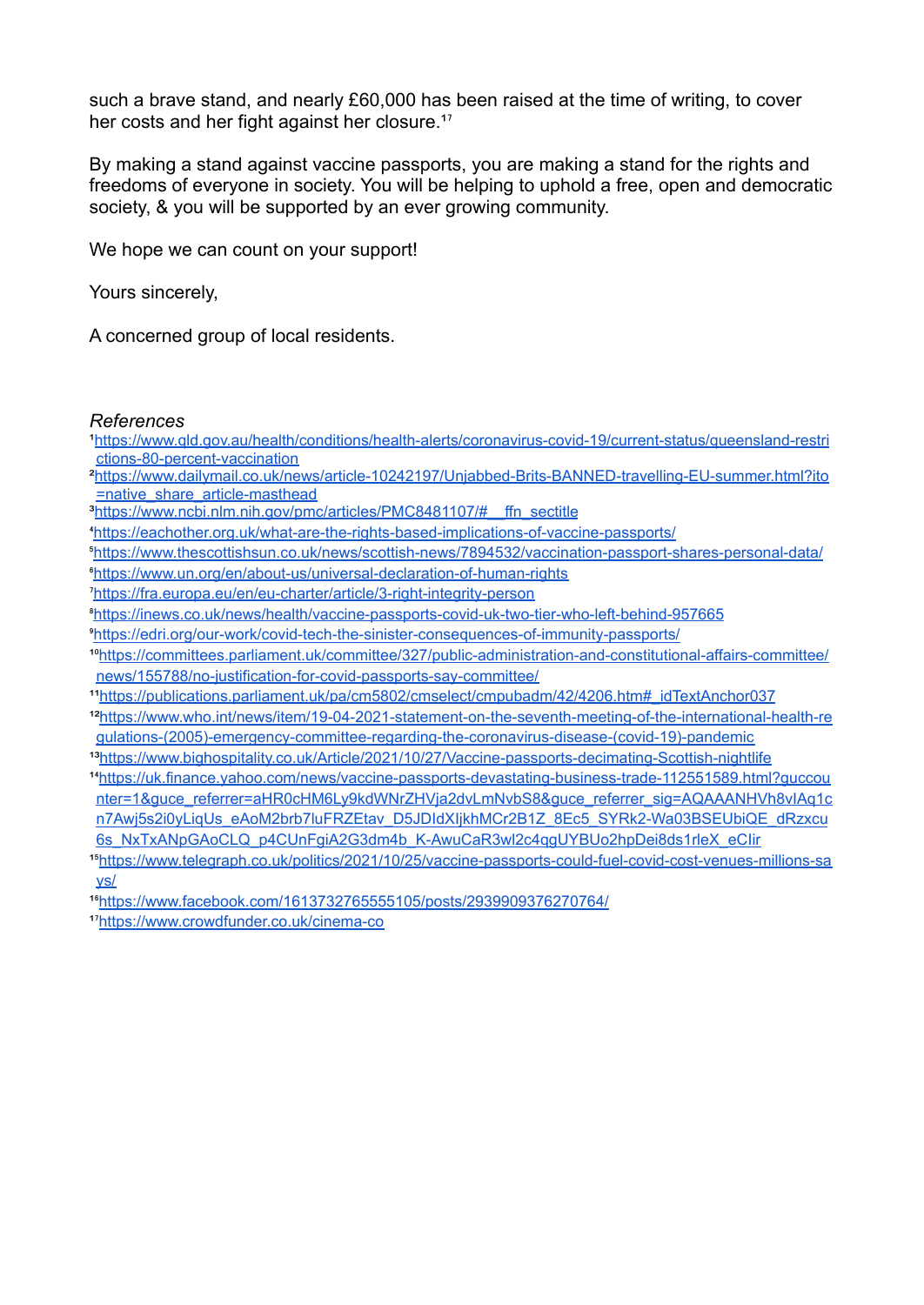such a brave stand, and nearly £60,000 has been raised at the time of writing, to cover her costs and her fight against her closure.[17]

By making a stand against vaccine passports, you are making a stand for the rights and freedoms of everyone in society. You will be helping to uphold a free, open and democratic society, & you will be supported by an ever growing community.

We hope we can count on your support!

Yours sincerely,

A concerned group of local residents.

*References*

[1] https://www.qld.gov.au/health/conditions/health-alerts/coronavirus-covid-19/current-status/queensland-restrictions-80-percent-vaccination

[2] https://www.dailymail.co.uk/news/article-10242197/Unjabbed-Brits-BANNED-travelling-EU-summer.html?ito=native_share_article-masthead

[3] https://www.ncbi.nlm.nih.gov/pmc/articles/PMC8481107/#__ffn_sectitle

[4] https://eachother.org.uk/what-are-the-rights-based-implications-of-vaccine-passports/

[5] https://www.thescottishsun.co.uk/news/scottish-news/7894532/vaccination-passport-shares-personal-data/

[6] https://www.un.org/en/about-us/universal-declaration-of-human-rights

[7] https://fra.europa.eu/en/eu-charter/article/3-right-integrity-person

[8] https://inews.co.uk/news/health/vaccine-passports-covid-uk-two-tier-who-left-behind-957665

[9] https://edri.org/our-work/covid-tech-the-sinister-consequences-of-immunity-passports/

[10] https://committees.parliament.uk/committee/327/public-administration-and-constitutional-affairs-committee/news/155788/no-justification-for-covid-passports-say-committee/

[11] https://publications.parliament.uk/pa/cm5802/cmselect/cmpubadm/42/4206.htm#_idTextAnchor037

[12] https://www.who.int/news/item/19-04-2021-statement-on-the-seventh-meeting-of-the-international-health-regulations-(2005)-emergency-committee-regarding-the-coronavirus-disease-(covid-19)-pandemic

[13] https://www.bighospitality.co.uk/Article/2021/10/27/Vaccine-passports-decimating-Scottish-nightlife

[14] https://uk.finance.yahoo.com/news/vaccine-passports-devastating-business-trade-112551589.html?guccounter=1&guce_referrer=aHR0cHM6Ly9kdWNrZHVja2dvLmNvbS8&guce_referrer_sig=AQAAANHVh8vlAq1cn7Awj5s2i0yLiqUs_eAoM2brb7luFRZEtav_D5JDIdXljkhMCr2B1Z_8Ec5_SYRk2-Wa03BSEUbiQE_dRzxcu6s_NxTxANpGAoCLQ_p4CUnFgiA2G3dm4b_K-AwuCaR3wl2c4qgUYBUo2hpDei8ds1rleX_eCIir

[15] https://www.telegraph.co.uk/politics/2021/10/25/vaccine-passports-could-fuel-covid-cost-venues-millions-says/

[16] https://www.facebook.com/1613732765555105/posts/2939909376270764/

[17] https://www.crowdfunder.co.uk/cinema-co